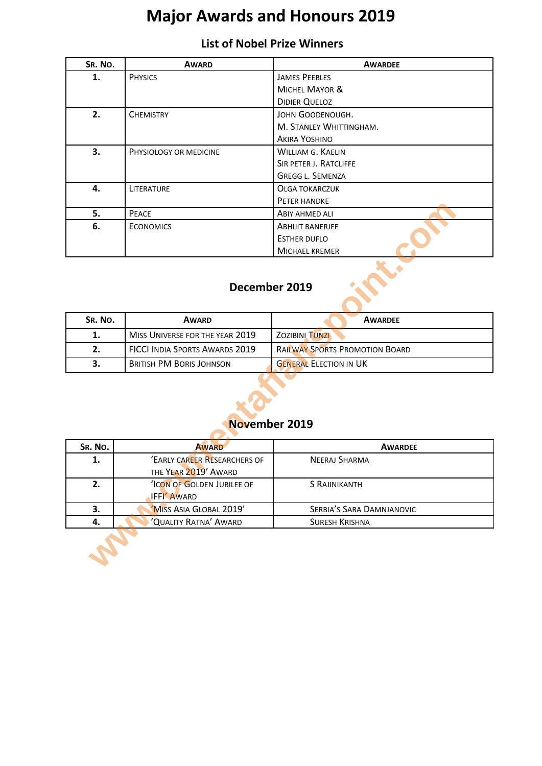# Major Awards and Honours 2019

## List of Nobel Prize Winners

| Sr. No. | Award | Awardee |
|---|---|---|
| **1.** | Physics | James Peebles<br>Michel Mayor &<br>Didier Queloz |
| **2.** | Chemistry | John Goodenough.<br>M. Stanley Whittingham.<br>Akira Yoshino |
| **3.** | Physiology or medicine | William G. Kaelin<br>Sir Peter J. Ratcliffe<br>Gregg L. Semenza |
| **4.** | Literature | Olga Tokarczuk<br>Peter Handke |
| **5.** | Peace | Abiy Ahmed Ali |
| **6.** | Economics | Abhijit Banerjee<br>Esther Duflo<br>Michael Kremer |

## December 2019

| Sr. No. | Award | Awardee |
|---|---|---|
| **1.** | Miss Universe for the year 2019 | Zozibini Tunzi |
| **2.** | FICCI India Sports Awards 2019 | Railway Sports Promotion Board |
| **3.** | British PM Boris Johnson | General Election in UK |

## November 2019

| Sr. No. | Award | Awardee |
|---|---|---|
| **1.** | 'Early Career Researchers of the Year 2019' Award | Neeraj Sharma |
| **2.** | 'Icon of Golden Jubilee of IFFI' Award | S Rajinikanth |
| **3.** | 'Miss Asia Global 2019' | Serbia's Sara Damnjanovic |
| **4.** | 'Quality Ratna' Award | Suresh Krishna |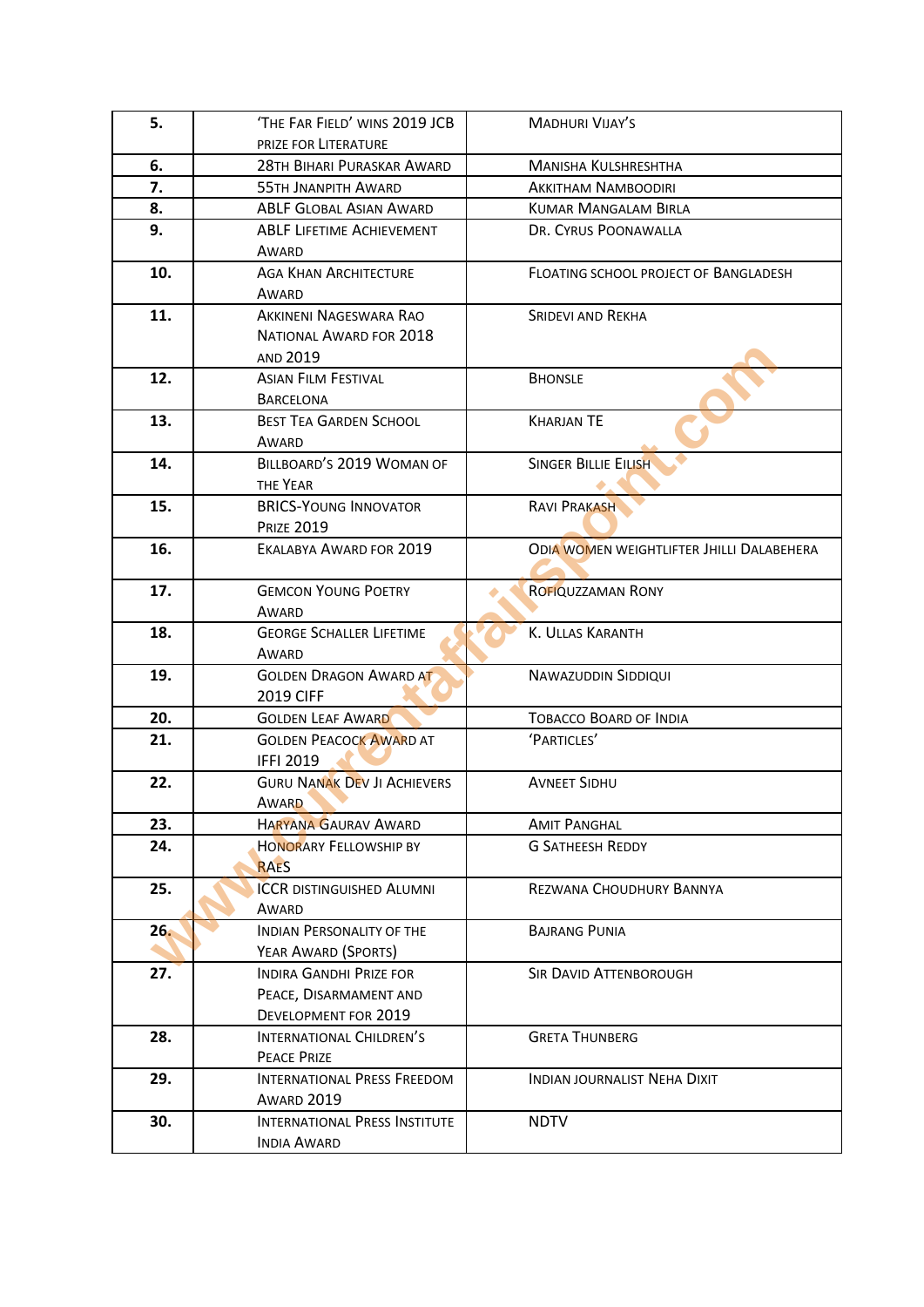| | | |
|---|---|---|
| **5.** | 'The Far Field' wins 2019 JCB Prize for Literature | Madhuri Vijay's |
| **6.** | 28th Bihari Puraskar Award | Manisha Kulshreshtha |
| **7.** | 55th Jnanpith Award | Akkitham Namboodiri |
| **8.** | ABLF Global Asian Award | Kumar Mangalam Birla |
| **9.** | ABLF Lifetime Achievement Award | Dr. Cyrus Poonawalla |
| **10.** | Aga Khan Architecture Award | Floating school project of Bangladesh |
| **11.** | Akkineni Nageswara Rao National Award for 2018 and 2019 | Sridevi and Rekha |
| **12.** | Asian Film Festival Barcelona | Bhonsle |
| **13.** | Best Tea Garden School Award | Kharjan TE |
| **14.** | Billboard's 2019 Woman of the Year | Singer Billie Eilish |
| **15.** | BRICS-Young Innovator Prize 2019 | Ravi Prakash |
| **16.** | Ekalabya Award for 2019 | Odia women weightlifter Jhilli Dalabehera |
| **17.** | Gemcon Young Poetry Award | Rofiquzzaman Rony |
| **18.** | George Schaller Lifetime Award | K. Ullas Karanth |
| **19.** | Golden Dragon Award at 2019 CIFF | Nawazuddin Siddiqui |
| **20.** | Golden Leaf Award | Tobacco Board of India |
| **21.** | Golden Peacock Award at IFFI 2019 | 'Particles' |
| **22.** | Guru Nanak Dev Ji Achievers Award | Avneet Sidhu |
| **23.** | Haryana Gaurav Award | Amit Panghal |
| **24.** | Honorary Fellowship by RAeS | G Satheesh Reddy |
| **25.** | ICCR Distinguished Alumni Award | Rezwana Choudhury Bannya |
| **26.** | Indian Personality of the Year Award (Sports) | Bajrang Punia |
| **27.** | Indira Gandhi Prize for Peace, Disarmament and Development for 2019 | Sir David Attenborough |
| **28.** | International Children's Peace Prize | Greta Thunberg |
| **29.** | International Press Freedom Award 2019 | Indian journalist Neha Dixit |
| **30.** | International Press Institute India Award | NDTV |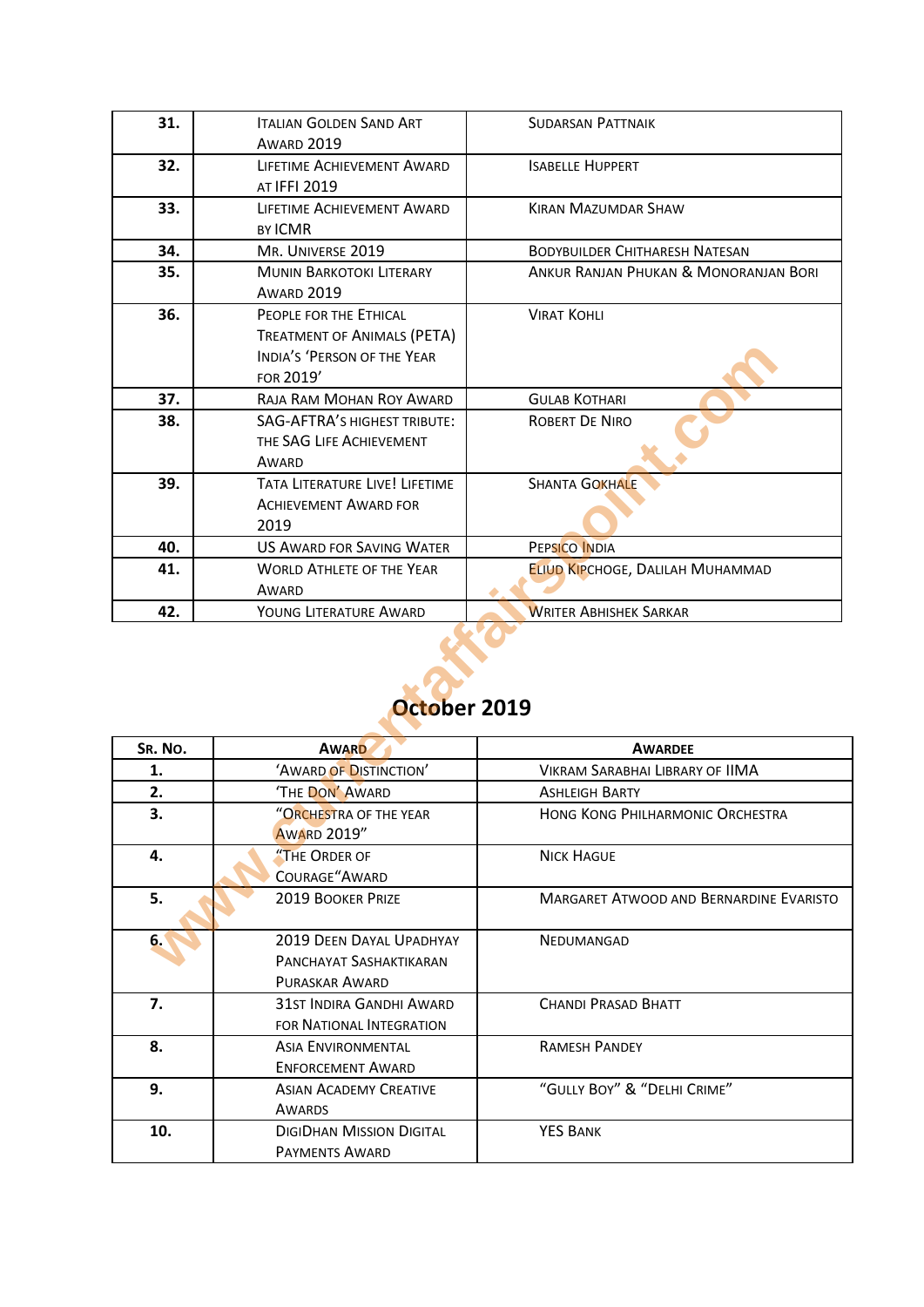| | | |
|---|---|---|
| **31.** | Italian Golden Sand Art Award 2019 | Sudarsan Pattnaik |
| **32.** | Lifetime Achievement Award at IFFI 2019 | Isabelle Huppert |
| **33.** | Lifetime Achievement Award by ICMR | Kiran Mazumdar Shaw |
| **34.** | Mr. Universe 2019 | Bodybuilder Chitharesh Natesan |
| **35.** | Munin Barkotoki Literary Award 2019 | Ankur Ranjan Phukan & Monoranjan Bori |
| **36.** | People for the Ethical Treatment of Animals (PETA) India's 'Person of the Year for 2019' | Virat Kohli |
| **37.** | Raja Ram Mohan Roy Award | Gulab Kothari |
| **38.** | SAG-AFTRA's highest tribute: the SAG Life Achievement Award | Robert De Niro |
| **39.** | Tata Literature Live! Lifetime Achievement Award for 2019 | Shanta Gokhale |
| **40.** | US Award for Saving Water | PepsiCo India |
| **41.** | World Athlete of the Year Award | Eliud Kipchoge, Dalilah Muhammad |
| **42.** | Young Literature Award | Writer Abhishek Sarkar |

## October 2019

| Sr. No. | Award | Awardee |
|---|---|---|
| **1.** | 'Award of Distinction' | Vikram Sarabhai Library of IIMA |
| **2.** | 'The Don' Award | Ashleigh Barty |
| **3.** | "Orchestra of the Year Award 2019" | Hong Kong Philharmonic Orchestra |
| **4.** | "The Order of Courage"Award | Nick Hague |
| **5.** | 2019 Booker Prize | Margaret Atwood and Bernardine Evaristo |
| **6.** | 2019 Deen Dayal Upadhyay Panchayat Sashaktikaran Puraskar Award | Nedumangad |
| **7.** | 31st Indira Gandhi Award for National Integration | Chandi Prasad Bhatt |
| **8.** | Asia Environmental Enforcement Award | Ramesh Pandey |
| **9.** | Asian Academy Creative Awards | "Gully Boy" & "Delhi Crime" |
| **10.** | DigiDhan Mission Digital Payments Award | YES Bank |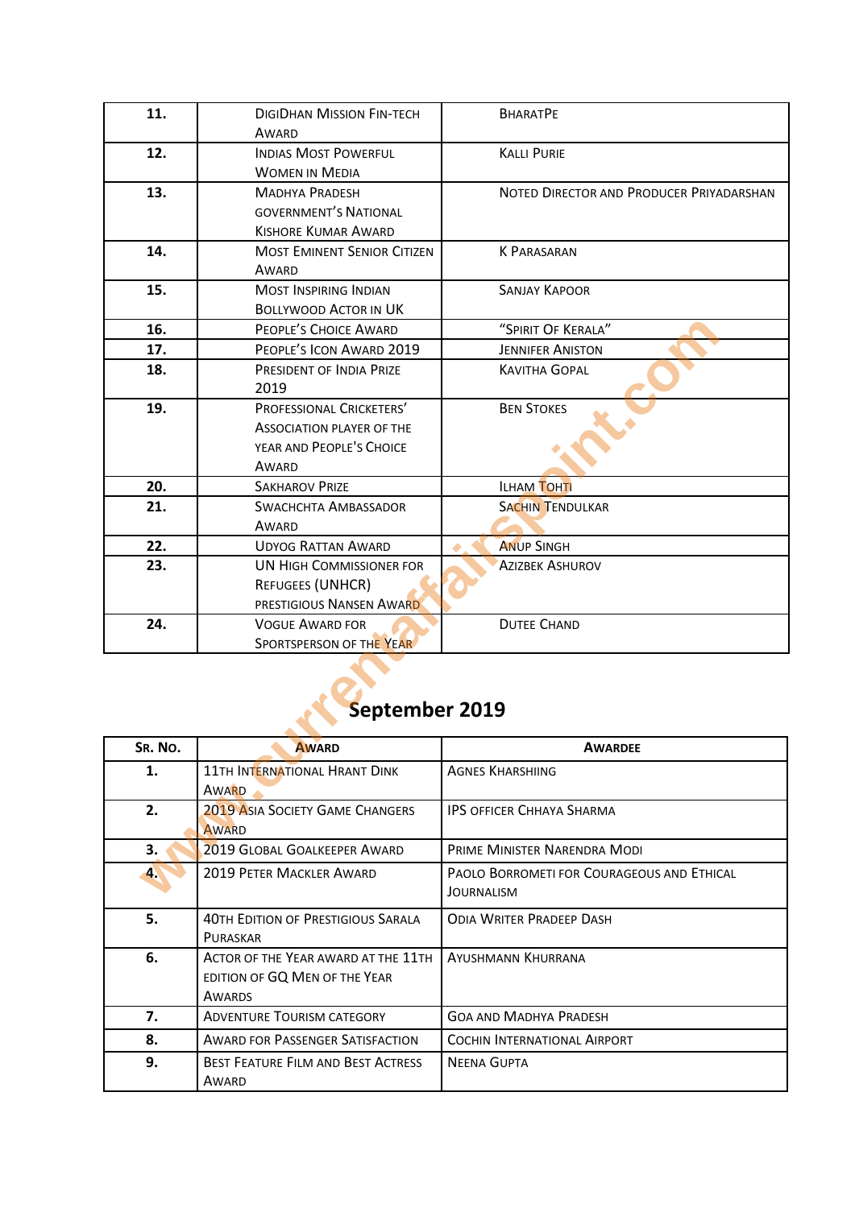| | | |
|---|---|---|
| **11.** | DigiDhan Mission Fin-tech Award | BharatPe |
| **12.** | Indias Most Powerful Women in Media | Kalli Purie |
| **13.** | Madhya Pradesh government's National Kishore Kumar Award | Noted Director and Producer Priyadarshan |
| **14.** | Most Eminent Senior Citizen Award | K Parasaran |
| **15.** | Most Inspiring Indian Bollywood Actor in UK | Sanjay Kapoor |
| **16.** | People's Choice Award | "Spirit Of Kerala" |
| **17.** | People's Icon Award 2019 | Jennifer Aniston |
| **18.** | President of India Prize 2019 | Kavitha Gopal |
| **19.** | Professional Cricketers' Association Player of the year and People's Choice Award | Ben Stokes |
| **20.** | Sakharov Prize | Ilham Tohti |
| **21.** | Swachchta Ambassador Award | Sachin Tendulkar |
| **22.** | Udyog Rattan Award | Anup Singh |
| **23.** | UN High Commissioner for Refugees (UNHCR) prestigious Nansen Award | Azizbek Ashurov |
| **24.** | Vogue Award for Sportsperson of the Year | Dutee Chand |

## September 2019

| Sr. No. | Award | Awardee |
|---|---|---|
| **1.** | 11th International Hrant Dink Award | Agnes Kharshiing |
| **2.** | 2019 Asia Society Game Changers Award | IPS officer Chhaya Sharma |
| **3.** | 2019 Global Goalkeeper Award | Prime Minister Narendra Modi |
| **4.** | 2019 Peter Mackler Award | Paolo Borrometi for Courageous and Ethical Journalism |
| **5.** | 40th Edition of Prestigious Sarala Puraskar | Odia Writer Pradeep Dash |
| **6.** | Actor of the Year award at the 11th edition of GQ Men of the Year Awards | Ayushmann Khurrana |
| **7.** | Adventure Tourism category | Goa and Madhya Pradesh |
| **8.** | Award for Passenger Satisfaction | Cochin International Airport |
| **9.** | Best Feature Film and Best Actress Award | Neena Gupta |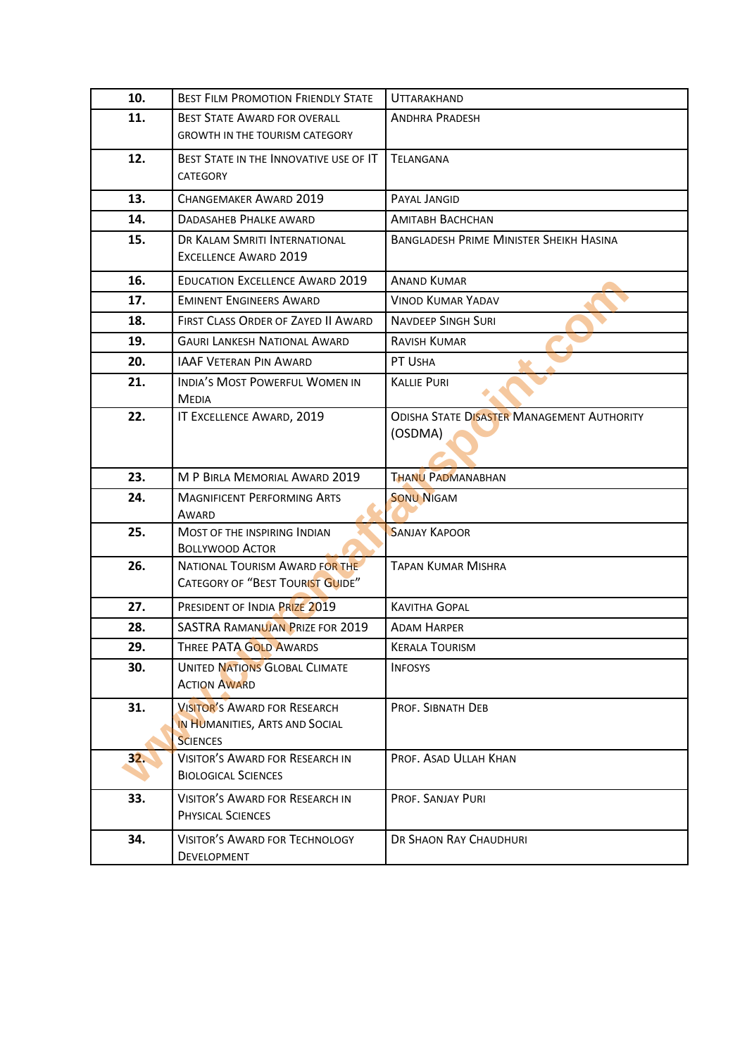| 10. | Best Film Promotion Friendly State | Uttarakhand |
|---|---|---|
| 11. | Best State Award for overall growth in the tourism category | Andhra Pradesh |
| 12. | Best State in the Innovative use of IT category | Telangana |
| 13. | Changemaker Award 2019 | Payal Jangid |
| 14. | Dadasaheb Phalke award | Amitabh Bachchan |
| 15. | Dr Kalam Smriti International Excellence Award 2019 | Bangladesh Prime Minister Sheikh Hasina |
| 16. | Education Excellence Award 2019 | Anand Kumar |
| 17. | Eminent Engineers Award | Vinod Kumar Yadav |
| 18. | First Class Order of Zayed II Award | Navdeep Singh Suri |
| 19. | Gauri Lankesh National Award | Ravish Kumar |
| 20. | IAAF Veteran Pin Award | PT Usha |
| 21. | India's Most Powerful Women in Media | Kallie Puri |
| 22. | IT Excellence Award, 2019 | Odisha State Disaster Management Authority (OSDMA) |
| 23. | M P Birla Memorial Award 2019 | Thanu Padmanabhan |
| 24. | Magnificent Performing Arts Award | Sonu Nigam |
| 25. | Most of the Inspiring Indian Bollywood Actor | Sanjay Kapoor |
| 26. | National Tourism Award for the category of "Best Tourist Guide" | Tapan Kumar Mishra |
| 27. | President of India Prize 2019 | Kavitha Gopal |
| 28. | SASTRA Ramanujan Prize for 2019 | Adam Harper |
| 29. | Three PATA Gold Awards | Kerala Tourism |
| 30. | United Nations Global Climate Action Award | Infosys |
| 31. | Visitor's Award for Research in Humanities, Arts and Social Sciences | Prof. Sibnath Deb |
| 32. | Visitor's Award for Research in Biological Sciences | Prof. Asad Ullah Khan |
| 33. | Visitor's Award for Research in Physical Sciences | Prof. Sanjay Puri |
| 34. | Visitor's Award for Technology Development | Dr Shaon Ray Chaudhuri |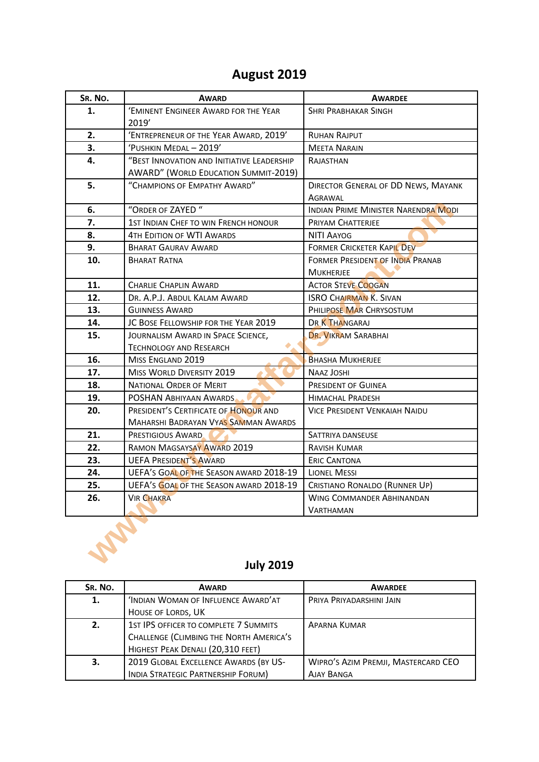## August 2019

| Sr. No. | Award | Awardee |
|---|---|---|
| 1. | 'Eminent Engineer Award for the Year 2019' | Shri Prabhakar Singh |
| 2. | 'Entrepreneur of the Year Award, 2019' | Ruhan Rajput |
| 3. | 'Pushkin Medal – 2019' | Meeta Narain |
| 4. | "Best Innovation and Initiative Leadership AWARD" (World Education Summit-2019) | Rajasthan |
| 5. | "Champions of Empathy Award" | Director General of DD News, Mayank Agrawal |
| 6. | "Order of ZAYED " | Indian Prime Minister Narendra Modi |
| 7. | 1st Indian Chef to win French honour | Priyam Chatterjee |
| 8. | 4th Edition of WTI Awards | NITI Aayog |
| 9. | Bharat Gaurav Award | Former Cricketer Kapil Dev |
| 10. | Bharat Ratna | Former President of India Pranab Mukherjee |
| 11. | Charlie Chaplin Award | Actor Steve Coogan |
| 12. | Dr. A.P.J. Abdul Kalam Award | ISRO Chairman K. Sivan |
| 13. | Guinness Award | Philipose Mar Chrysostum |
| 14. | JC Bose Fellowship for the Year 2019 | Dr K Thangaraj |
| 15. | Journalism Award in Space Science, Technology and Research | Dr. Vikram Sarabhai |
| 16. | Miss England 2019 | Bhasha Mukherjee |
| 17. | Miss World Diversity 2019 | Naaz Joshi |
| 18. | National Order of Merit | President of Guinea |
| 19. | POSHAN Abhiyaan Awards | Himachal Pradesh |
| 20. | President's Certificate of Honour and Maharshi Badrayan Vyas Samman Awards | Vice President Venkaiah Naidu |
| 21. | Prestigious Award | Sattriya danseuse |
| 22. | Ramon Magsaysay Award 2019 | Ravish Kumar |
| 23. | UEFA President's Award | Eric Cantona |
| 24. | UEFA's Goal of the Season award 2018-19 | Lionel Messi |
| 25. | UEFA's Goal of the Season award 2018-19 | Cristiano Ronaldo (Runner Up) |
| 26. | Vir Chakra | Wing Commander Abhinandan Varthaman |

## July 2019

| Sr. No. | Award | Awardee |
|---|---|---|
| 1. | 'Indian Woman of Influence Award'at House of Lords, UK | Priya Priyadarshini Jain |
| 2. | 1st IPS officer to complete 7 Summits Challenge (Climbing the North America's Highest Peak Denali (20,310 feet) | Aparna Kumar |
| 3. | 2019 Global Excellence Awards (by US-India Strategic Partnership Forum) | Wipro's Azim Premji, Mastercard CEO Ajay Banga |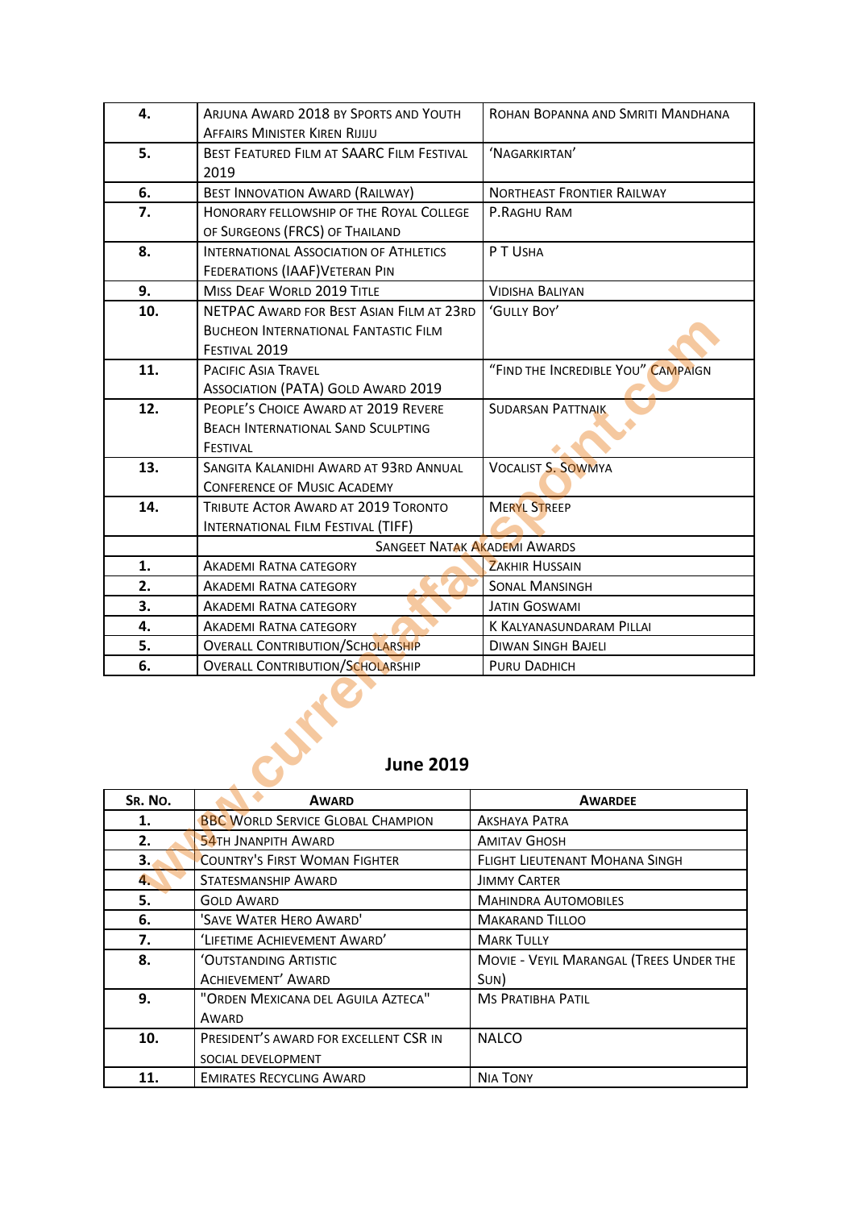| | | |
|---|---|---|
| **4.** | Arjuna Award 2018 by Sports and Youth Affairs Minister Kiren Rijiju | Rohan Bopanna and Smriti Mandhana |
| **5.** | Best Featured Film at SAARC Film Festival 2019 | 'Nagarkirtan' |
| **6.** | Best Innovation Award (Railway) | Northeast Frontier Railway |
| **7.** | Honorary Fellowship of the Royal College of Surgeons (FRCS) of Thailand | P.Raghu Ram |
| **8.** | International Association of Athletics Federations (IAAF)Veteran Pin | P T Usha |
| **9.** | Miss Deaf World 2019 Title | Vidisha Baliyan |
| **10.** | NETPAC Award for Best Asian Film at 23rd Bucheon International Fantastic Film Festival 2019 | 'Gully Boy' |
| **11.** | Pacific Asia Travel Association (PATA) Gold Award 2019 | "Find the Incredible You" Campaign |
| **12.** | People's Choice Award at 2019 Revere Beach International Sand Sculpting Festival | Sudarsan Pattnaik |
| **13.** | Sangita Kalanidhi Award at 93rd Annual Conference of Music Academy | Vocalist S. Sowmya |
| **14.** | Tribute Actor Award at 2019 Toronto International Film Festival (TIFF) | Meryl Streep |
| | Sangeet Natak Akademi Awards | |
| **1.** | Akademi Ratna category | Zakhir Hussain |
| **2.** | Akademi Ratna category | Sonal Mansingh |
| **3.** | Akademi Ratna category | Jatin Goswami |
| **4.** | Akademi Ratna category | K Kalyanasundaram Pillai |
| **5.** | Overall Contribution/Scholarship | Diwan Singh Bajeli |
| **6.** | Overall Contribution/Scholarship | Puru Dadhich |

## June 2019

| Sr. No. | Award | Awardee |
|---|---|---|
| **1.** | BBC World Service Global Champion | Akshaya Patra |
| **2.** | 54th Jnanpith Award | Amitav Ghosh |
| **3.** | Country's First Woman Fighter | Flight Lieutenant Mohana Singh |
| **4.** | Statesmanship Award | Jimmy Carter |
| **5.** | Gold Award | Mahindra Automobiles |
| **6.** | 'Save Water Hero Award' | Makarand Tilloo |
| **7.** | 'Lifetime Achievement Award' | Mark Tully |
| **8.** | 'Outstanding Artistic Achievement' Award | Movie - Veyil Marangal (Trees Under the Sun) |
| **9.** | "Orden Mexicana del Aguila Azteca" Award | Ms Pratibha Patil |
| **10.** | President's Award for excellent CSR in social development | NALCO |
| **11.** | Emirates Recycling Award | Nia Tony |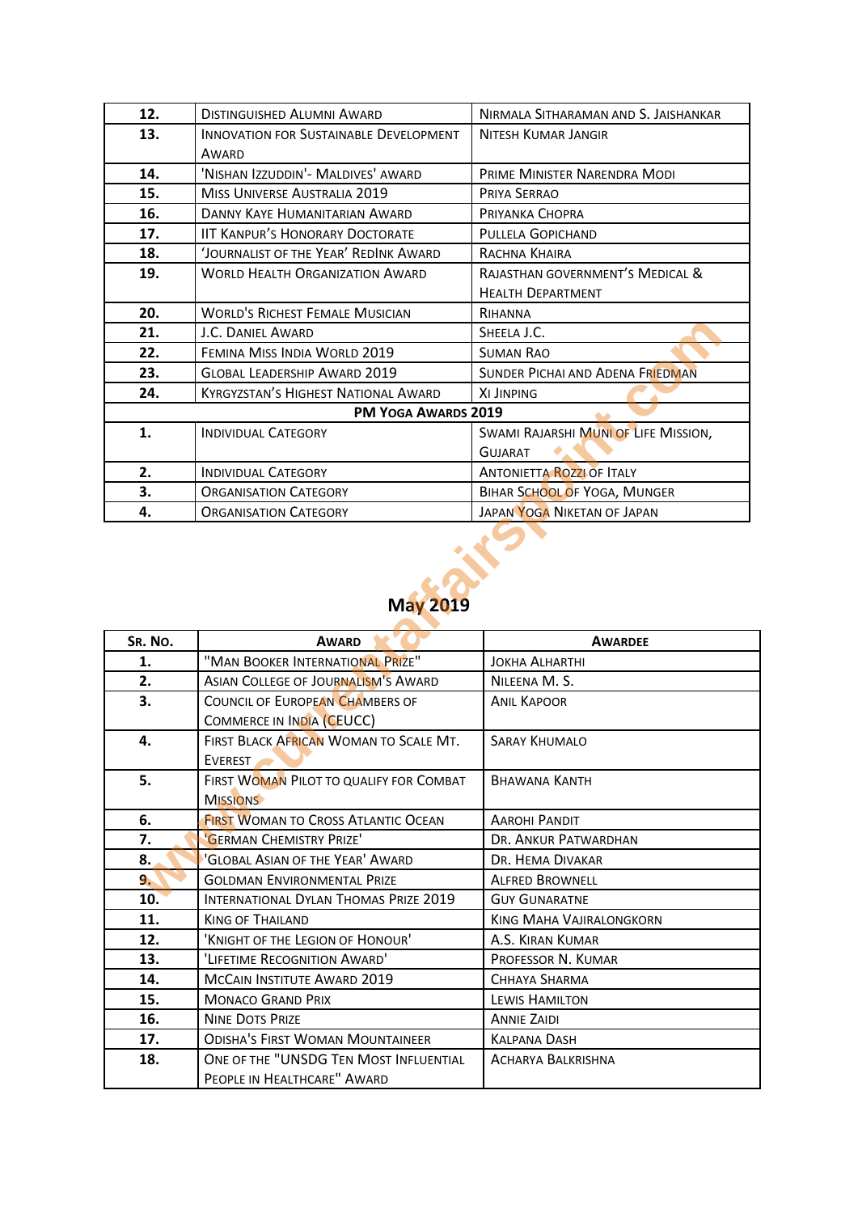| 12. | Distinguished Alumni Award | Nirmala Sitharaman and S. Jaishankar |
|---|---|---|
| 13. | Innovation for Sustainable Development Award | Nitesh Kumar Jangir |
| 14. | 'Nishan Izzuddin'- Maldives' award | Prime Minister Narendra Modi |
| 15. | Miss Universe Australia 2019 | Priya Serrao |
| 16. | Danny Kaye Humanitarian Award | Priyanka Chopra |
| 17. | IIT Kanpur's Honorary Doctorate | Pullela Gopichand |
| 18. | 'Journalist of the Year' RedInk Award | Rachna Khaira |
| 19. | World Health Organization Award | Rajasthan Government's Medical & Health Department |
| 20. | World's Richest Female Musician | Rihanna |
| 21. | J.C. Daniel Award | Sheela J.C. |
| 22. | Femina Miss India World 2019 | Suman Rao |
| 23. | Global Leadership Award 2019 | Sunder Pichai and Adena Friedman |
| 24. | Kyrgyzstan's Highest National Award | Xi Jinping |
| | **PM Yoga Awards 2019** | |
| 1. | Individual Category | Swami Rajarshi Muni of Life Mission, Gujarat |
| 2. | Individual Category | Antonietta Rozzi of Italy |
| 3. | Organisation Category | Bihar School of Yoga, Munger |
| 4. | Organisation Category | Japan Yoga Niketan of Japan |

## May 2019

| Sr. No. | Award | Awardee |
|---|---|---|
| 1. | "Man Booker International Prize" | Jokha Alharthi |
| 2. | Asian College of Journalism's Award | Nileena M. S. |
| 3. | Council of European Chambers of Commerce in India (CEUCC) | Anil Kapoor |
| 4. | First Black African Woman to Scale Mt. Everest | Saray Khumalo |
| 5. | First Woman Pilot to Qualify for Combat Missions | Bhawana Kanth |
| 6. | First Woman to Cross Atlantic Ocean | Aarohi Pandit |
| 7. | 'German Chemistry Prize' | Dr. Ankur Patwardhan |
| 8. | 'Global Asian of the Year' Award | Dr. Hema Divakar |
| 9. | Goldman Environmental Prize | Alfred Brownell |
| 10. | International Dylan Thomas Prize 2019 | Guy Gunaratne |
| 11. | King of Thailand | King Maha Vajiralongkorn |
| 12. | 'Knight of the Legion of Honour' | A.S. Kiran Kumar |
| 13. | 'Lifetime Recognition Award' | Professor N. Kumar |
| 14. | McCain Institute Award 2019 | Chhaya Sharma |
| 15. | Monaco Grand Prix | Lewis Hamilton |
| 16. | Nine Dots Prize | Annie Zaidi |
| 17. | Odisha's First Woman Mountaineer | Kalpana Dash |
| 18. | One of the "UNSDG Ten Most Influential People in Healthcare" Award | Acharya Balkrishna |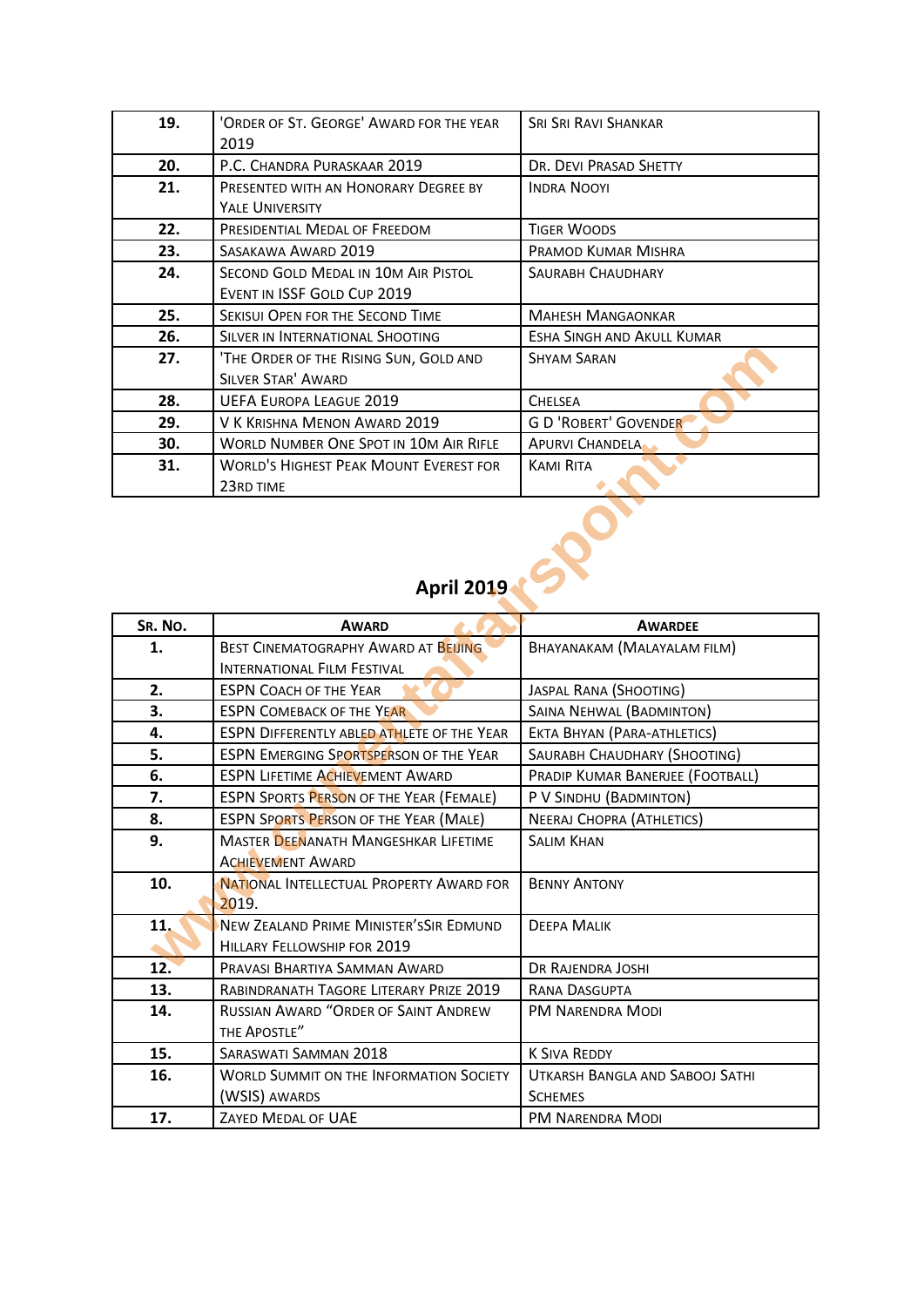| | | |
|---|---|---|
| **19.** | 'Order of St. George' Award for the year 2019 | Sri Sri Ravi Shankar |
| **20.** | P.C. Chandra Puraskaar 2019 | Dr. Devi Prasad Shetty |
| **21.** | Presented with an Honorary Degree by Yale University | Indra Nooyi |
| **22.** | Presidential Medal of Freedom | Tiger Woods |
| **23.** | Sasakawa Award 2019 | Pramod Kumar Mishra |
| **24.** | Second Gold Medal in 10m Air Pistol Event in ISSF Gold Cup 2019 | Saurabh Chaudhary |
| **25.** | Sekisui Open for the Second Time | Mahesh Mangaonkar |
| **26.** | Silver in International Shooting | Esha Singh and Akull Kumar |
| **27.** | 'The Order of the Rising Sun, Gold and Silver Star' Award | Shyam Saran |
| **28.** | UEFA Europa League 2019 | Chelsea |
| **29.** | V K Krishna Menon Award 2019 | G D 'Robert' Govender |
| **30.** | World Number One Spot in 10m Air Rifle | Apurvi Chandela |
| **31.** | World's Highest Peak Mount Everest for 23rd time | Kami Rita |

## April 2019

| Sr. No. | Award | Awardee |
|---|---|---|
| **1.** | Best Cinematography Award at Beijing International Film Festival | Bhayanakam (Malayalam film) |
| **2.** | ESPN Coach of the Year | Jaspal Rana (Shooting) |
| **3.** | ESPN Comeback of the Year | Saina Nehwal (Badminton) |
| **4.** | ESPN Differently Abled Athlete of the Year | Ekta Bhyan (Para-athletics) |
| **5.** | ESPN Emerging Sportsperson of the Year | Saurabh Chaudhary (Shooting) |
| **6.** | ESPN Lifetime Achievement Award | Pradip Kumar Banerjee (Football) |
| **7.** | ESPN Sports Person of the Year (Female) | P V Sindhu (Badminton) |
| **8.** | ESPN Sports Person of the Year (Male) | Neeraj Chopra (Athletics) |
| **9.** | Master Deenanath Mangeshkar Lifetime Achievement Award | Salim Khan |
| **10.** | National Intellectual Property Award for 2019. | Benny Antony |
| **11.** | New Zealand Prime Minister'sSir Edmund Hillary Fellowship for 2019 | Deepa Malik |
| **12.** | Pravasi Bhartiya Samman Award | Dr Rajendra Joshi |
| **13.** | Rabindranath Tagore Literary Prize 2019 | Rana Dasgupta |
| **14.** | Russian award "Order of Saint Andrew the Apostle" | PM Narendra Modi |
| **15.** | Saraswati Samman 2018 | K Siva Reddy |
| **16.** | World Summit on the Information Society (WSIS) awards | Utkarsh Bangla and Sabooj Sathi schemes |
| **17.** | Zayed Medal of UAE | PM Narendra Modi |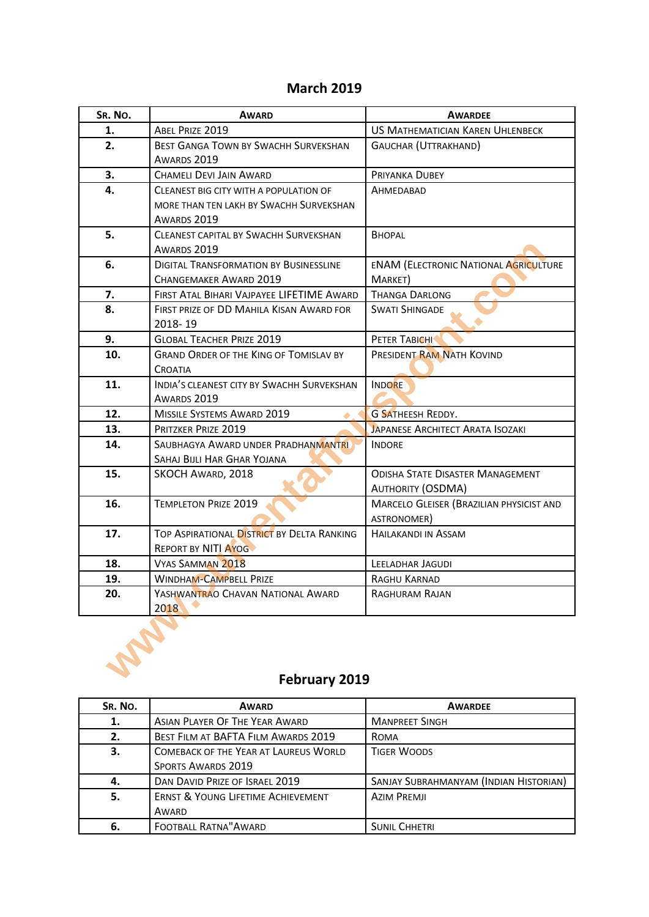## March 2019

| Sr. No. | Award | Awardee |
|---|---|---|
| 1. | Abel Prize 2019 | US Mathematician Karen Uhlenbeck |
| 2. | Best Ganga Town by Swachh Survekshan Awards 2019 | Gauchar (Uttrakhand) |
| 3. | Chameli Devi Jain Award | Priyanka Dubey |
| 4. | Cleanest big city with a population of more than ten lakh by Swachh Survekshan Awards 2019 | Ahmedabad |
| 5. | Cleanest capital by Swachh Survekshan Awards 2019 | Bhopal |
| 6. | Digital Transformation by BusinessLine Changemaker Award 2019 | eNAM (Electronic National Agriculture Market) |
| 7. | First Atal Bihari Vajpayee LIFETIME Award | Thanga Darlong |
| 8. | First prize of DD Mahila Kisan Award for 2018- 19 | Swati Shingade |
| 9. | Global Teacher Prize 2019 | Peter Tabichi |
| 10. | Grand Order of the King of Tomislav by Croatia | President Ram Nath Kovind |
| 11. | India's cleanest city by Swachh Survekshan Awards 2019 | Indore |
| 12. | Missile Systems Award 2019 | G Satheesh Reddy. |
| 13. | Pritzker Prize 2019 | Japanese Architect Arata Isozaki |
| 14. | Saubhagya Award under Pradhanmantri Sahaj Bijli Har Ghar Yojana | Indore |
| 15. | SKOCH Award, 2018 | Odisha State Disaster Management Authority (OSDMA) |
| 16. | Templeton Prize 2019 | Marcelo Gleiser (Brazilian physicist and astronomer) |
| 17. | Top Aspirational District by Delta Ranking Report by NITI Ayog | Hailakandi in Assam |
| 18. | Vyas Samman 2018 | Leeladhar Jagudi |
| 19. | Windham-Campbell Prize | Raghu Karnad |
| 20. | Yashwantrao Chavan National Award 2018 | Raghuram Rajan |

## February 2019

| Sr. No. | Award | Awardee |
|---|---|---|
| 1. | Asian Player Of The Year Award | Manpreet Singh |
| 2. | Best Film at BAFTA Film Awards 2019 | Roma |
| 3. | Comeback of the Year at Laureus World Sports Awards 2019 | Tiger Woods |
| 4. | Dan David Prize of Israel 2019 | Sanjay Subrahmanyam (Indian Historian) |
| 5. | Ernst & Young Lifetime Achievement Award | Azim Premji |
| 6. | Football Ratna"Award | Sunil Chhetri |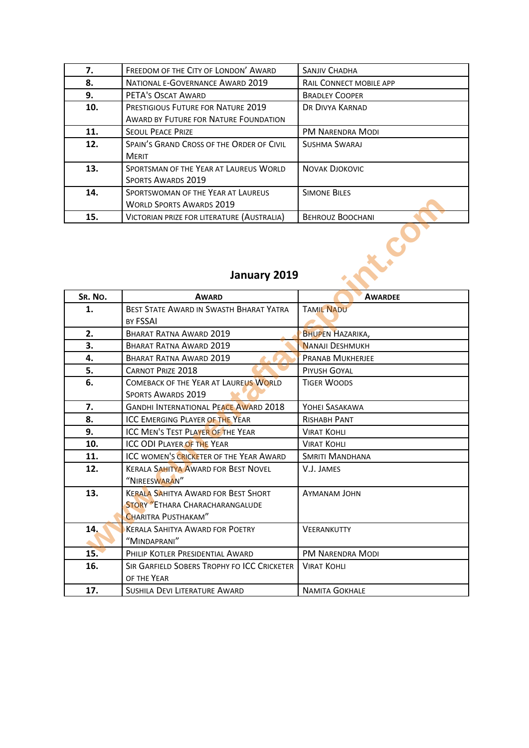| | | |
|---|---|---|
| 7. | Freedom of the City of London' Award | Sanjiv Chadha |
| 8. | National e-Governance Award 2019 | Rail Connect mobile app |
| 9. | PETA's Oscat Award | Bradley Cooper |
| 10. | Prestigious Future for Nature 2019 Award by Future for Nature Foundation | Dr Divya Karnad |
| 11. | Seoul Peace Prize | PM Narendra Modi |
| 12. | Spain's Grand Cross of the Order of Civil Merit | Sushma Swaraj |
| 13. | Sportsman of the Year at Laureus World Sports Awards 2019 | Novak Djokovic |
| 14. | Sportswoman of the Year at Laureus World Sports Awards 2019 | Simone Biles |
| 15. | Victorian Prize for Literature (Australia) | Behrouz Boochani |

## January 2019

| Sr. No. | Award | Awardee |
|---|---|---|
| 1. | Best State Award in Swasth Bharat Yatra by FSSAI | Tamil Nadu |
| 2. | Bharat Ratna Award 2019 | Bhupen Hazarika, |
| 3. | Bharat Ratna Award 2019 | Nanaji Deshmukh |
| 4. | Bharat Ratna Award 2019 | Pranab Mukherjee |
| 5. | Carnot Prize 2018 | Piyush Goyal |
| 6. | Comeback of the Year at Laureus World Sports Awards 2019 | Tiger Woods |
| 7. | Gandhi International Peace Award 2018 | Yohei Sasakawa |
| 8. | ICC Emerging Player of the Year | Rishabh Pant |
| 9. | ICC Men's Test Player of the Year | Virat Kohli |
| 10. | ICC ODI Player of the Year | Virat Kohli |
| 11. | ICC women's cricketer of the Year Award | Smriti Mandhana |
| 12. | Kerala Sahitya Award for Best Novel "Nireeswaran" | V.J. James |
| 13. | Kerala Sahitya Award for Best Short Story "Ethara Characharangalude Charitra Pusthakam" | Aymanam John |
| 14. | Kerala Sahitya Award for Poetry "Mindaprani" | Veerankutty |
| 15. | Philip Kotler Presidential Award | PM Narendra Modi |
| 16. | Sir Garfield Sobers Trophy fo ICC Cricketer of the Year | Virat Kohli |
| 17. | Sushila Devi Literature Award | Namita Gokhale |